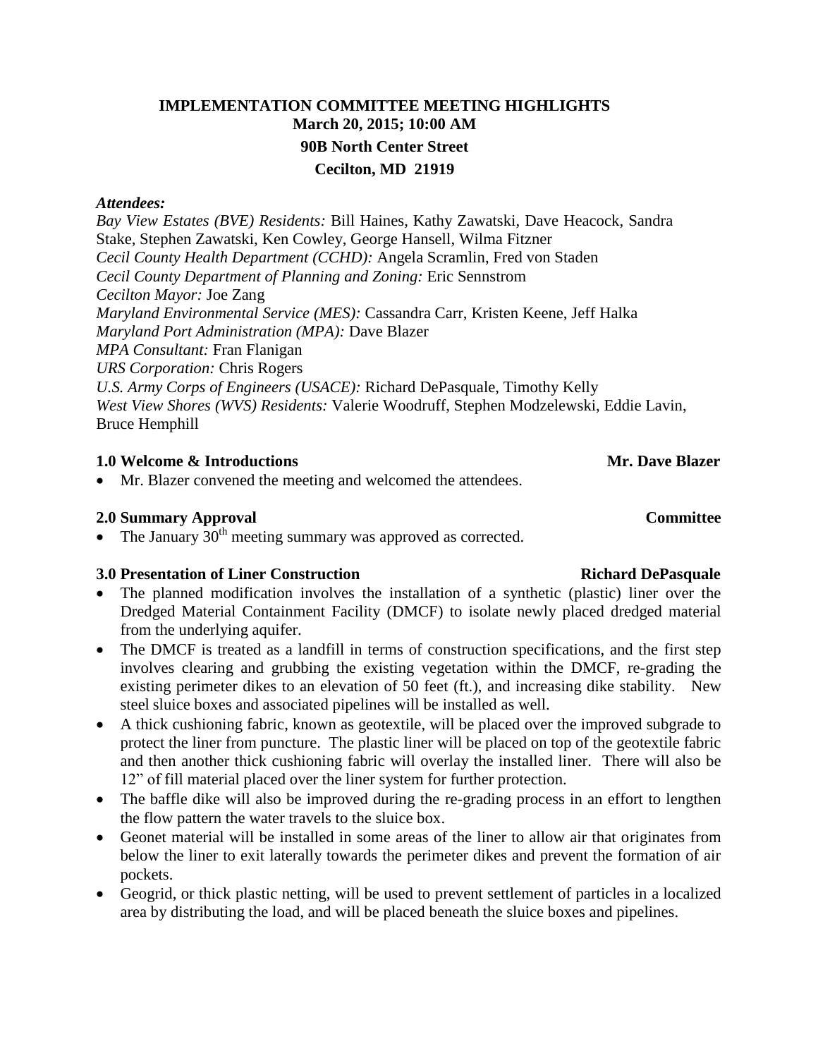# IMPLEMENTATION COMMITTEE MEETING HIGHLIGHTS

**March 20, 2015; 10:00 AM**

**90B North Center Street**

**Cecilton, MD 21919**

***Attendees:***

*Bay View Estates (BVE) Residents:* Bill Haines, Kathy Zawatski, Dave Heacock, Sandra Stake, Stephen Zawatski, Ken Cowley, George Hansell, Wilma Fitzner
*Cecil County Health Department (CCHD):* Angela Scramlin, Fred von Staden
*Cecil County Department of Planning and Zoning:* Eric Sennstrom
*Cecilton Mayor:* Joe Zang
*Maryland Environmental Service (MES):* Cassandra Carr, Kristen Keene, Jeff Halka
*Maryland Port Administration (MPA):* Dave Blazer
*MPA Consultant:* Fran Flanigan
*URS Corporation:* Chris Rogers
*U.S. Army Corps of Engineers (USACE):* Richard DePasquale, Timothy Kelly
*West View Shores (WVS) Residents:* Valerie Woodruff, Stephen Modzelewski, Eddie Lavin, Bruce Hemphill

### 1.0 Welcome & Introductions — Mr. Dave Blazer

- Mr. Blazer convened the meeting and welcomed the attendees.

### 2.0 Summary Approval — Committee

- The January 30th meeting summary was approved as corrected.

### 3.0 Presentation of Liner Construction — Richard DePasquale

- The planned modification involves the installation of a synthetic (plastic) liner over the Dredged Material Containment Facility (DMCF) to isolate newly placed dredged material from the underlying aquifer.
- The DMCF is treated as a landfill in terms of construction specifications, and the first step involves clearing and grubbing the existing vegetation within the DMCF, re-grading the existing perimeter dikes to an elevation of 50 feet (ft.), and increasing dike stability. New steel sluice boxes and associated pipelines will be installed as well.
- A thick cushioning fabric, known as geotextile, will be placed over the improved subgrade to protect the liner from puncture. The plastic liner will be placed on top of the geotextile fabric and then another thick cushioning fabric will overlay the installed liner. There will also be 12" of fill material placed over the liner system for further protection.
- The baffle dike will also be improved during the re-grading process in an effort to lengthen the flow pattern the water travels to the sluice box.
- Geonet material will be installed in some areas of the liner to allow air that originates from below the liner to exit laterally towards the perimeter dikes and prevent the formation of air pockets.
- Geogrid, or thick plastic netting, will be used to prevent settlement of particles in a localized area by distributing the load, and will be placed beneath the sluice boxes and pipelines.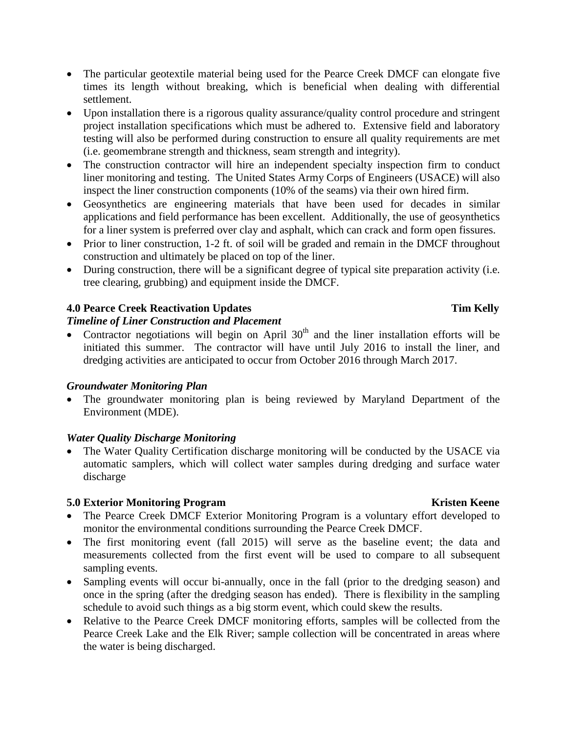- The particular geotextile material being used for the Pearce Creek DMCF can elongate five times its length without breaking, which is beneficial when dealing with differential settlement.
- Upon installation there is a rigorous quality assurance/quality control procedure and stringent project installation specifications which must be adhered to. Extensive field and laboratory testing will also be performed during construction to ensure all quality requirements are met (i.e. geomembrane strength and thickness, seam strength and integrity).
- The construction contractor will hire an independent specialty inspection firm to conduct liner monitoring and testing. The United States Army Corps of Engineers (USACE) will also inspect the liner construction components (10% of the seams) via their own hired firm.
- Geosynthetics are engineering materials that have been used for decades in similar applications and field performance has been excellent. Additionally, the use of geosynthetics for a liner system is preferred over clay and asphalt, which can crack and form open fissures.
- Prior to liner construction, 1-2 ft. of soil will be graded and remain in the DMCF throughout construction and ultimately be placed on top of the liner.
- During construction, there will be a significant degree of typical site preparation activity (i.e. tree clearing, grubbing) and equipment inside the DMCF.

## 4.0 Pearce Creek Reactivation Updates — Tim Kelly

### *Timeline of Liner Construction and Placement*

- Contractor negotiations will begin on April 30th and the liner installation efforts will be initiated this summer. The contractor will have until July 2016 to install the liner, and dredging activities are anticipated to occur from October 2016 through March 2017.

### *Groundwater Monitoring Plan*

- The groundwater monitoring plan is being reviewed by Maryland Department of the Environment (MDE).

### *Water Quality Discharge Monitoring*

- The Water Quality Certification discharge monitoring will be conducted by the USACE via automatic samplers, which will collect water samples during dredging and surface water discharge

## 5.0 Exterior Monitoring Program — Kristen Keene

- The Pearce Creek DMCF Exterior Monitoring Program is a voluntary effort developed to monitor the environmental conditions surrounding the Pearce Creek DMCF.
- The first monitoring event (fall 2015) will serve as the baseline event; the data and measurements collected from the first event will be used to compare to all subsequent sampling events.
- Sampling events will occur bi-annually, once in the fall (prior to the dredging season) and once in the spring (after the dredging season has ended). There is flexibility in the sampling schedule to avoid such things as a big storm event, which could skew the results.
- Relative to the Pearce Creek DMCF monitoring efforts, samples will be collected from the Pearce Creek Lake and the Elk River; sample collection will be concentrated in areas where the water is being discharged.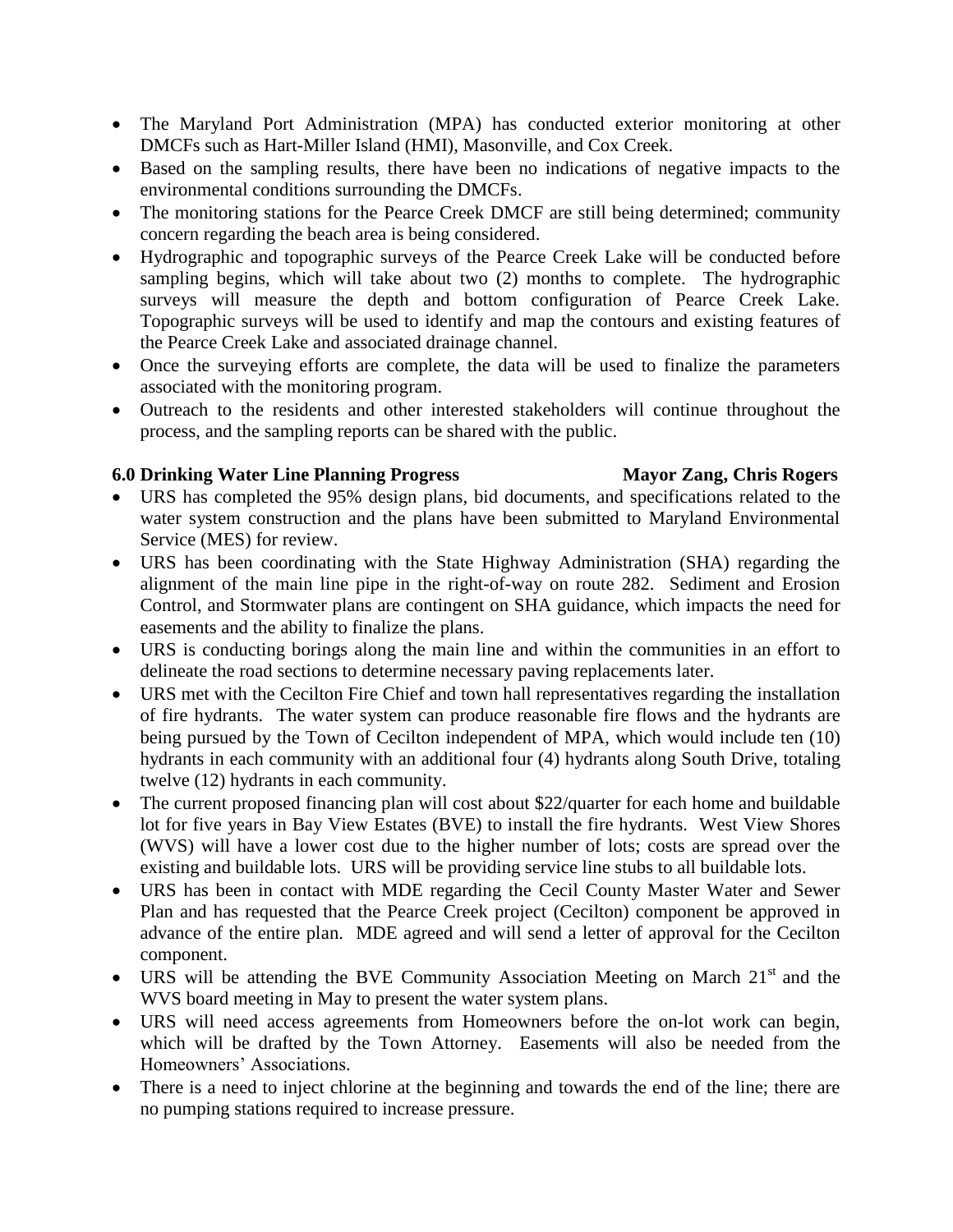- The Maryland Port Administration (MPA) has conducted exterior monitoring at other DMCFs such as Hart-Miller Island (HMI), Masonville, and Cox Creek.
- Based on the sampling results, there have been no indications of negative impacts to the environmental conditions surrounding the DMCFs.
- The monitoring stations for the Pearce Creek DMCF are still being determined; community concern regarding the beach area is being considered.
- Hydrographic and topographic surveys of the Pearce Creek Lake will be conducted before sampling begins, which will take about two (2) months to complete. The hydrographic surveys will measure the depth and bottom configuration of Pearce Creek Lake. Topographic surveys will be used to identify and map the contours and existing features of the Pearce Creek Lake and associated drainage channel.
- Once the surveying efforts are complete, the data will be used to finalize the parameters associated with the monitoring program.
- Outreach to the residents and other interested stakeholders will continue throughout the process, and the sampling reports can be shared with the public.

**6.0 Drinking Water Line Planning Progress** **Mayor Zang, Chris Rogers**

- URS has completed the 95% design plans, bid documents, and specifications related to the water system construction and the plans have been submitted to Maryland Environmental Service (MES) for review.
- URS has been coordinating with the State Highway Administration (SHA) regarding the alignment of the main line pipe in the right-of-way on route 282. Sediment and Erosion Control, and Stormwater plans are contingent on SHA guidance, which impacts the need for easements and the ability to finalize the plans.
- URS is conducting borings along the main line and within the communities in an effort to delineate the road sections to determine necessary paving replacements later.
- URS met with the Cecilton Fire Chief and town hall representatives regarding the installation of fire hydrants. The water system can produce reasonable fire flows and the hydrants are being pursued by the Town of Cecilton independent of MPA, which would include ten (10) hydrants in each community with an additional four (4) hydrants along South Drive, totaling twelve (12) hydrants in each community.
- The current proposed financing plan will cost about $22/quarter for each home and buildable lot for five years in Bay View Estates (BVE) to install the fire hydrants. West View Shores (WVS) will have a lower cost due to the higher number of lots; costs are spread over the existing and buildable lots. URS will be providing service line stubs to all buildable lots.
- URS has been in contact with MDE regarding the Cecil County Master Water and Sewer Plan and has requested that the Pearce Creek project (Cecilton) component be approved in advance of the entire plan. MDE agreed and will send a letter of approval for the Cecilton component.
- URS will be attending the BVE Community Association Meeting on March 21st and the WVS board meeting in May to present the water system plans.
- URS will need access agreements from Homeowners before the on-lot work can begin, which will be drafted by the Town Attorney. Easements will also be needed from the Homeowners' Associations.
- There is a need to inject chlorine at the beginning and towards the end of the line; there are no pumping stations required to increase pressure.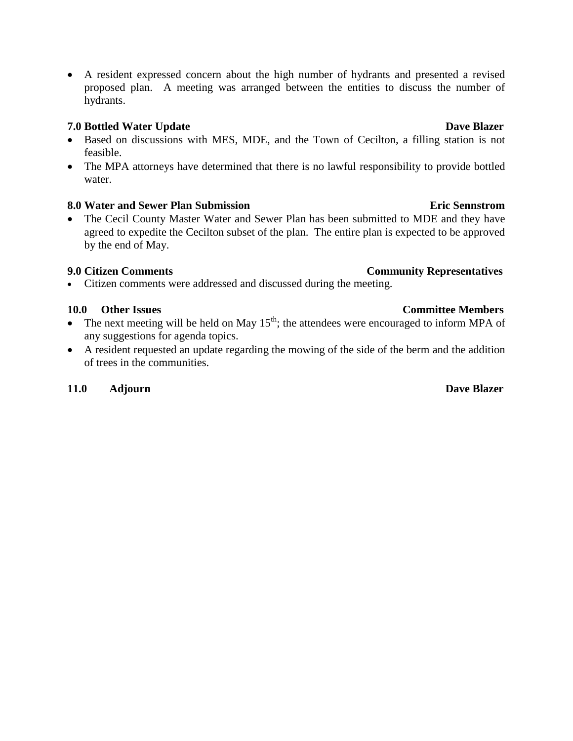- A resident expressed concern about the high number of hydrants and presented a revised proposed plan. A meeting was arranged between the entities to discuss the number of hydrants.

**7.0 Bottled Water Update** **Dave Blazer**

- Based on discussions with MES, MDE, and the Town of Cecilton, a filling station is not feasible.
- The MPA attorneys have determined that there is no lawful responsibility to provide bottled water.

**8.0 Water and Sewer Plan Submission** **Eric Sennstrom**

- The Cecil County Master Water and Sewer Plan has been submitted to MDE and they have agreed to expedite the Cecilton subset of the plan. The entire plan is expected to be approved by the end of May.

**9.0 Citizen Comments** **Community Representatives**

- Citizen comments were addressed and discussed during the meeting.

**10.0 Other Issues** **Committee Members**

- The next meeting will be held on May 15th; the attendees were encouraged to inform MPA of any suggestions for agenda topics.
- A resident requested an update regarding the mowing of the side of the berm and the addition of trees in the communities.

**11.0 Adjourn** **Dave Blazer**